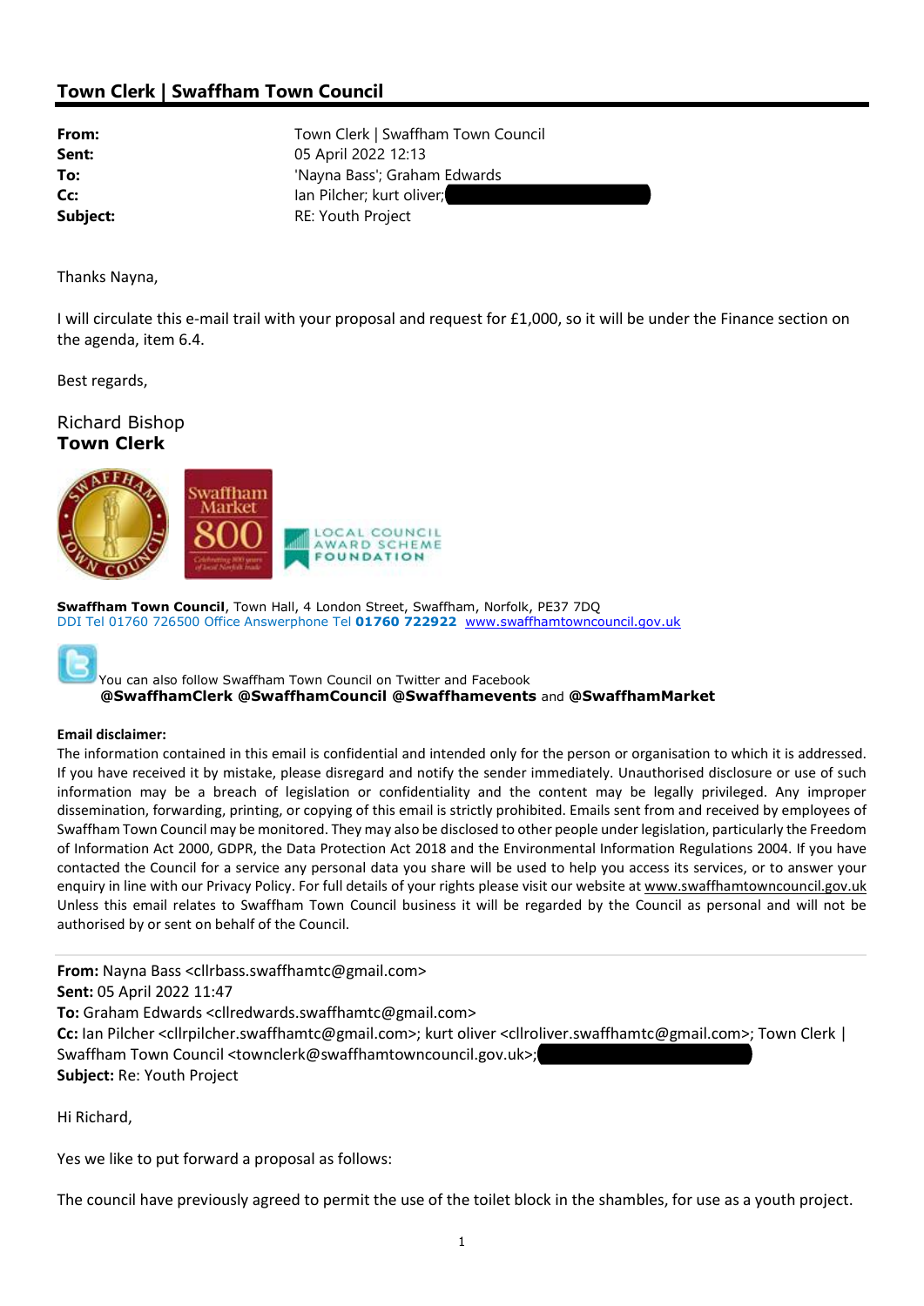## Town Clerk | Swaffham Town Council

| | |
|---|---|
| **From:** | Town Clerk \| Swaffham Town Council |
| **Sent:** | 05 April 2022 12:13 |
| **To:** | 'Nayna Bass'; Graham Edwards |
| **Cc:** | Ian Pilcher; kurt oliver; |
| **Subject:** | RE: Youth Project |

Thanks Nayna,

I will circulate this e-mail trail with your proposal and request for £1,000, so it will be under the Finance section on the agenda, item 6.4.

Best regards,

Richard Bishop
**Town Clerk**

**Swaffham Town Council**, Town Hall, 4 London Street, Swaffham, Norfolk, PE37 7DQ
DDI Tel 01760 726500 Office Answerphone Tel **01760 722922** www.swaffhamtowncouncil.gov.uk

You can also follow Swaffham Town Council on Twitter and Facebook
**@SwaffhamClerk @SwaffhamCouncil @Swaffhamevents** and **@SwaffhamMarket**

**Email disclaimer:**
The information contained in this email is confidential and intended only for the person or organisation to which it is addressed. If you have received it by mistake, please disregard and notify the sender immediately. Unauthorised disclosure or use of such information may be a breach of legislation or confidentiality and the content may be legally privileged. Any improper dissemination, forwarding, printing, or copying of this email is strictly prohibited. Emails sent from and received by employees of Swaffham Town Council may be monitored. They may also be disclosed to other people under legislation, particularly the Freedom of Information Act 2000, GDPR, the Data Protection Act 2018 and the Environmental Information Regulations 2004. If you have contacted the Council for a service any personal data you share will be used to help you access its services, or to answer your enquiry in line with our Privacy Policy. For full details of your rights please visit our website at www.swaffhamtowncouncil.gov.uk Unless this email relates to Swaffham Town Council business it will be regarded by the Council as personal and will not be authorised by or sent on behalf of the Council.

---

**From:** Nayna Bass <cllrbass.swaffhamtc@gmail.com>
**Sent:** 05 April 2022 11:47
**To:** Graham Edwards <cllredwards.swaffhamtc@gmail.com>
**Cc:** Ian Pilcher <cllrpilcher.swaffhamtc@gmail.com>; kurt oliver <cllroliver.swaffhamtc@gmail.com>; Town Clerk | Swaffham Town Council <townclerk@swaffhamtowncouncil.gov.uk>;
**Subject:** Re: Youth Project

Hi Richard,

Yes we like to put forward a proposal as follows:

The council have previously agreed to permit the use of the toilet block in the shambles, for use as a youth project.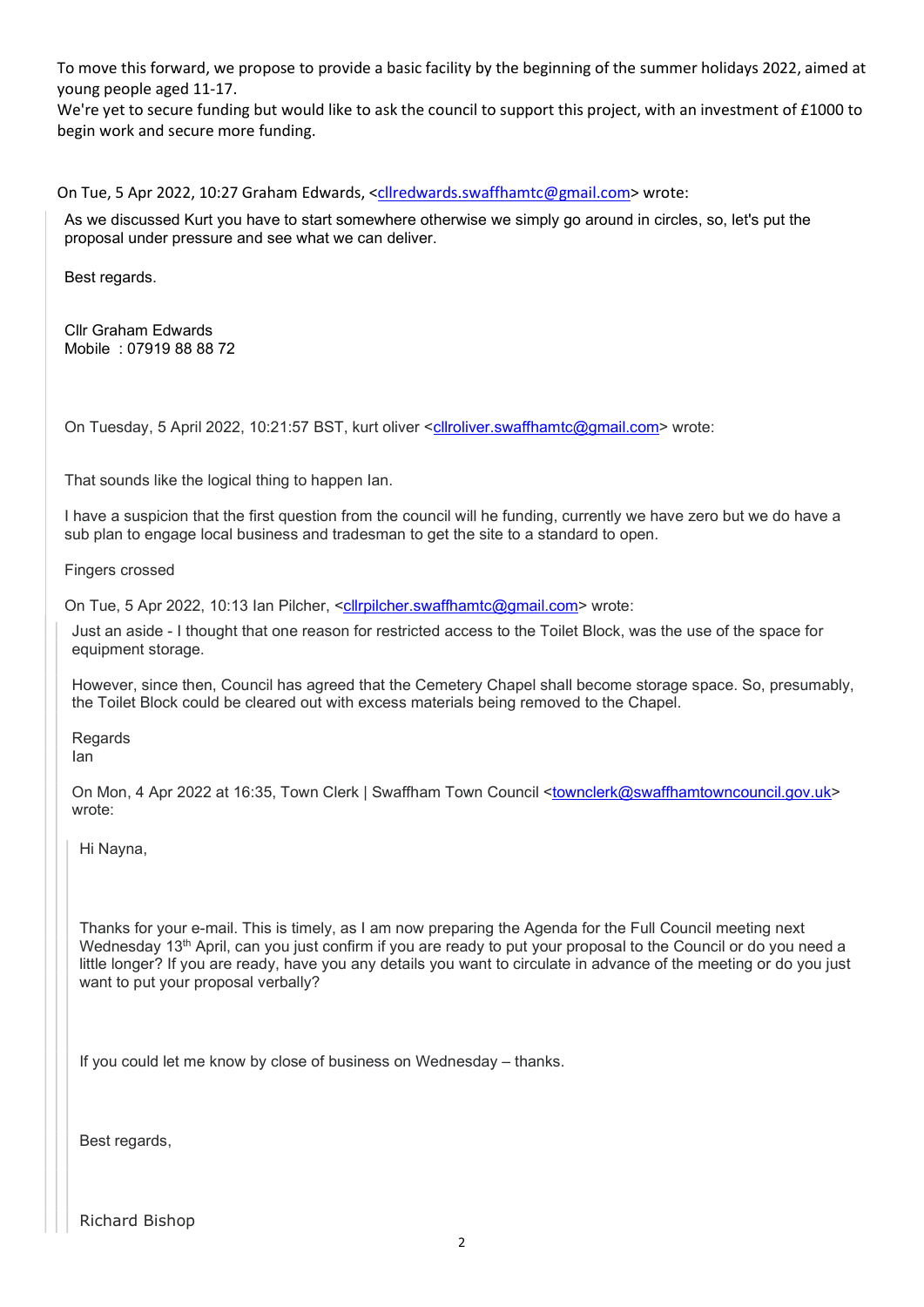To move this forward, we propose to provide a basic facility by the beginning of the summer holidays 2022, aimed at young people aged 11-17.
We're yet to secure funding but would like to ask the council to support this project, with an investment of £1000 to begin work and secure more funding.

On Tue, 5 Apr 2022, 10:27 Graham Edwards, <cllredwards.swaffhamtc@gmail.com> wrote:

> As we discussed Kurt you have to start somewhere otherwise we simply go around in circles, so, let's put the proposal under pressure and see what we can deliver.
>
> Best regards.
>
> Cllr Graham Edwards
> Mobile : 07919 88 88 72
>
> On Tuesday, 5 April 2022, 10:21:57 BST, kurt oliver <cllroliver.swaffhamtc@gmail.com> wrote:
>
> That sounds like the logical thing to happen Ian.
>
> I have a suspicion that the first question from the council will he funding, currently we have zero but we do have a sub plan to engage local business and tradesman to get the site to a standard to open.
>
> Fingers crossed
>
> On Tue, 5 Apr 2022, 10:13 Ian Pilcher, <cllrpilcher.swaffhamtc@gmail.com> wrote:
>
>> Just an aside - I thought that one reason for restricted access to the Toilet Block, was the use of the space for equipment storage.
>>
>> However, since then, Council has agreed that the Cemetery Chapel shall become storage space. So, presumably, the Toilet Block could be cleared out with excess materials being removed to the Chapel.
>>
>> Regards
>> Ian
>>
>> On Mon, 4 Apr 2022 at 16:35, Town Clerk | Swaffham Town Council <townclerk@swaffhamtowncouncil.gov.uk> wrote:
>>
>>> Hi Nayna,
>>>
>>> Thanks for your e-mail. This is timely, as I am now preparing the Agenda for the Full Council meeting next Wednesday 13th April, can you just confirm if you are ready to put your proposal to the Council or do you need a little longer? If you are ready, have you any details you want to circulate in advance of the meeting or do you just want to put your proposal verbally?
>>>
>>> If you could let me know by close of business on Wednesday – thanks.
>>>
>>> Best regards,
>>>
>>> Richard Bishop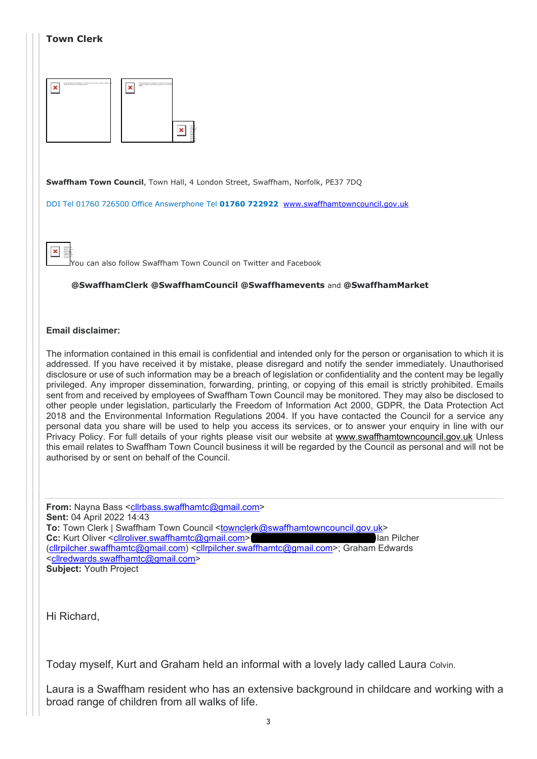**Town Clerk**

**Swaffham Town Council**, Town Hall, 4 London Street, Swaffham, Norfolk, PE37 7DQ

DDI Tel 01760 726500 Office Answerphone Tel **01760 722922** www.swaffhamtowncouncil.gov.uk

You can also follow Swaffham Town Council on Twitter and Facebook

**@SwaffhamClerk @SwaffhamCouncil @Swaffhamevents** and **@SwaffhamMarket**

**Email disclaimer:**

The information contained in this email is confidential and intended only for the person or organisation to which it is addressed. If you have received it by mistake, please disregard and notify the sender immediately. Unauthorised disclosure or use of such information may be a breach of legislation or confidentiality and the content may be legally privileged. Any improper dissemination, forwarding, printing, or copying of this email is strictly prohibited. Emails sent from and received by employees of Swaffham Town Council may be monitored. They may also be disclosed to other people under legislation, particularly the Freedom of Information Act 2000, GDPR, the Data Protection Act 2018 and the Environmental Information Regulations 2004. If you have contacted the Council for a service any personal data you share will be used to help you access its services, or to answer your enquiry in line with our Privacy Policy. For full details of your rights please visit our website at www.swaffhamtowncouncil.gov.uk Unless this email relates to Swaffham Town Council business it will be regarded by the Council as personal and will not be authorised by or sent on behalf of the Council.

---

**From:** Nayna Bass <cllrbass.swaffhamtc@gmail.com>
**Sent:** 04 April 2022 14:43
**To:** Town Clerk | Swaffham Town Council <townclerk@swaffhamtowncouncil.gov.uk>
**Cc:** Kurt Oliver <cllroliver.swaffhamtc@gmail.com>; [redacted] Ian Pilcher (cllrpilcher.swaffhamtc@gmail.com) <cllrpilcher.swaffhamtc@gmail.com>; Graham Edwards <cllredwards.swaffhamtc@gmail.com>
**Subject:** Youth Project

Hi Richard,

Today myself, Kurt and Graham held an informal with a lovely lady called Laura Colvin.

Laura is a Swaffham resident who has an extensive background in childcare and working with a broad range of children from all walks of life.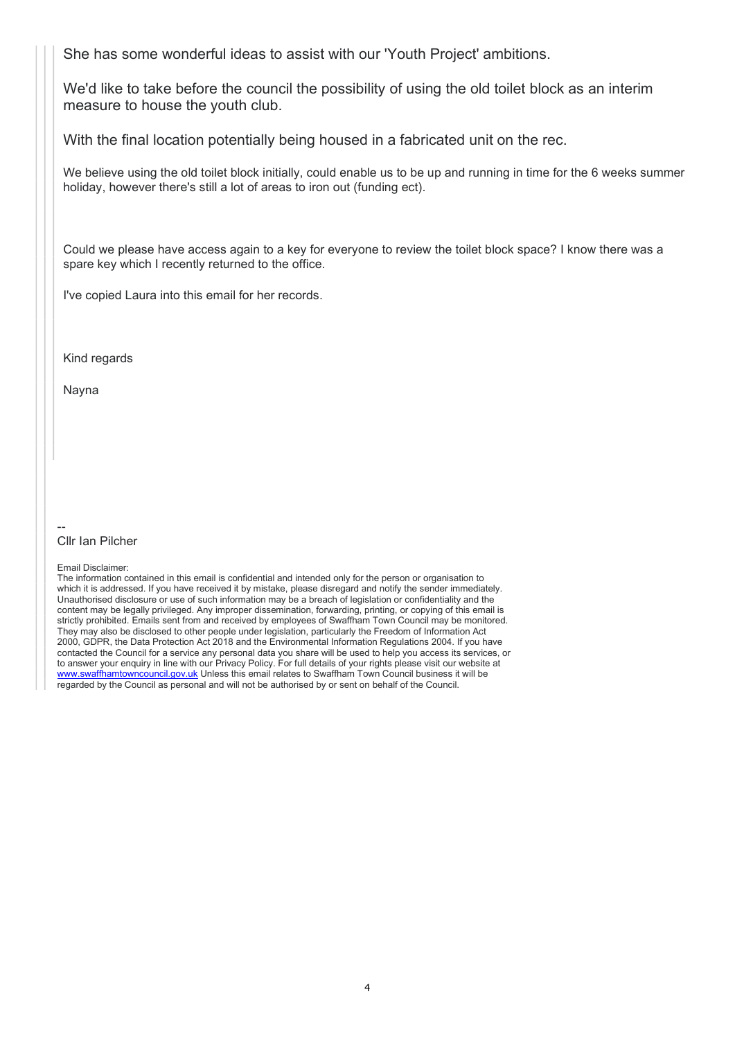She has some wonderful ideas to assist with our 'Youth Project' ambitions.

We'd like to take before the council the possibility of using the old toilet block as an interim measure to house the youth club.

With the final location potentially being housed in a fabricated unit on the rec.

We believe using the old toilet block initially, could enable us to be up and running in time for the 6 weeks summer holiday, however there's still a lot of areas to iron out (funding ect).

Could we please have access again to a key for everyone to review the toilet block space? I know there was a spare key which I recently returned to the office.

I've copied Laura into this email for her records.

Kind regards

Nayna

--
Cllr Ian Pilcher

Email Disclaimer:
The information contained in this email is confidential and intended only for the person or organisation to which it is addressed. If you have received it by mistake, please disregard and notify the sender immediately. Unauthorised disclosure or use of such information may be a breach of legislation or confidentiality and the content may be legally privileged. Any improper dissemination, forwarding, printing, or copying of this email is strictly prohibited. Emails sent from and received by employees of Swaffham Town Council may be monitored. They may also be disclosed to other people under legislation, particularly the Freedom of Information Act 2000, GDPR, the Data Protection Act 2018 and the Environmental Information Regulations 2004. If you have contacted the Council for a service any personal data you share will be used to help you access its services, or to answer your enquiry in line with our Privacy Policy. For full details of your rights please visit our website at [www.swaffhamtowncouncil.gov.uk](http://www.swaffhamtowncouncil.gov.uk) Unless this email relates to Swaffham Town Council business it will be regarded by the Council as personal and will not be authorised by or sent on behalf of the Council.